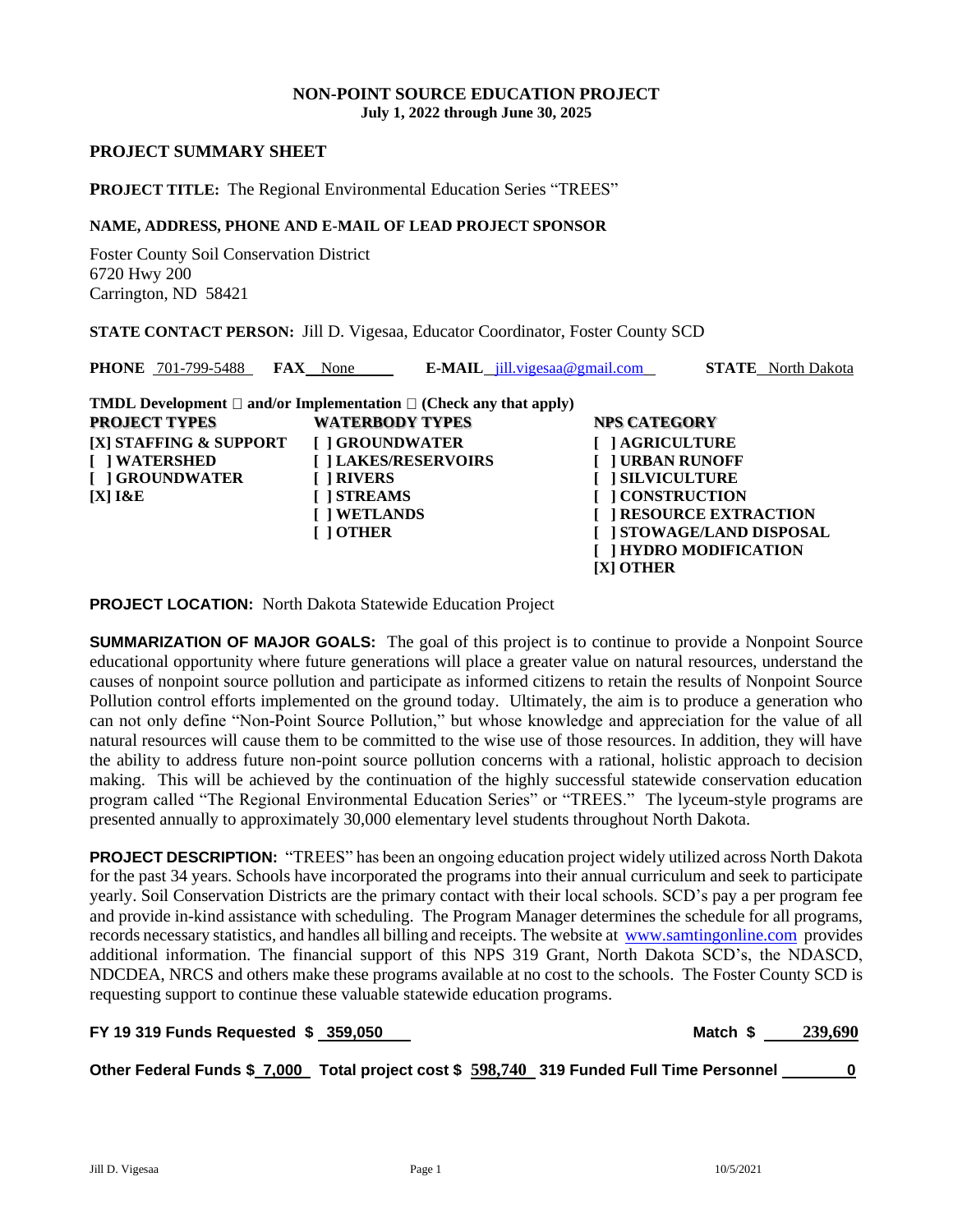# NON-POINT SOURCE EDUCATION PROJECT
**July 1, 2022 through June 30, 2025**

## PROJECT SUMMARY SHEET

**PROJECT TITLE:** The Regional Environmental Education Series "TREES"

**NAME, ADDRESS, PHONE AND E-MAIL OF LEAD PROJECT SPONSOR**

Foster County Soil Conservation District
6720 Hwy 200
Carrington, ND 58421

**STATE CONTACT PERSON:** Jill D. Vigesaa, Educator Coordinator, Foster County SCD

**PHONE** 701-799-5488 **FAX** None **E-MAIL** jill.vigesaa@gmail.com **STATE** North Dakota

**TMDL Development** ☐ **and/or Implementation** ☐ **(Check any that apply)**

| PROJECT TYPES | WATERBODY TYPES | NPS CATEGORY |
|---|---|---|
| [X] STAFFING & SUPPORT | [ ] GROUNDWATER | [ ] AGRICULTURE |
| [ ] WATERSHED | [ ] LAKES/RESERVOIRS | [ ] URBAN RUNOFF |
| [ ] GROUNDWATER | [ ] RIVERS | [ ] SILVICULTURE |
| [X] I&E | [ ] STREAMS | [ ] CONSTRUCTION |
| | [ ] WETLANDS | [ ] RESOURCE EXTRACTION |
| | [ ] OTHER | [ ] STOWAGE/LAND DISPOSAL |
| | | [ ] HYDRO MODIFICATION |
| | | [X] OTHER |

**PROJECT LOCATION:** North Dakota Statewide Education Project

**SUMMARIZATION OF MAJOR GOALS:** The goal of this project is to continue to provide a Nonpoint Source educational opportunity where future generations will place a greater value on natural resources, understand the causes of nonpoint source pollution and participate as informed citizens to retain the results of Nonpoint Source Pollution control efforts implemented on the ground today. Ultimately, the aim is to produce a generation who can not only define "Non-Point Source Pollution," but whose knowledge and appreciation for the value of all natural resources will cause them to be committed to the wise use of those resources. In addition, they will have the ability to address future non-point source pollution concerns with a rational, holistic approach to decision making. This will be achieved by the continuation of the highly successful statewide conservation education program called "The Regional Environmental Education Series" or "TREES." The lyceum-style programs are presented annually to approximately 30,000 elementary level students throughout North Dakota.

**PROJECT DESCRIPTION:** "TREES" has been an ongoing education project widely utilized across North Dakota for the past 34 years. Schools have incorporated the programs into their annual curriculum and seek to participate yearly. Soil Conservation Districts are the primary contact with their local schools. SCD's pay a per program fee and provide in-kind assistance with scheduling. The Program Manager determines the schedule for all programs, records necessary statistics, and handles all billing and receipts. The website at www.samtingonline.com provides additional information. The financial support of this NPS 319 Grant, North Dakota SCD's, the NDASCD, NDCDEA, NRCS and others make these programs available at no cost to the schools. The Foster County SCD is requesting support to continue these valuable statewide education programs.

**FY 19 319 Funds Requested $ 359,050** **Match $ 239,690**

**Other Federal Funds $ 7,000 Total project cost $ 598,740 319 Funded Full Time Personnel 0**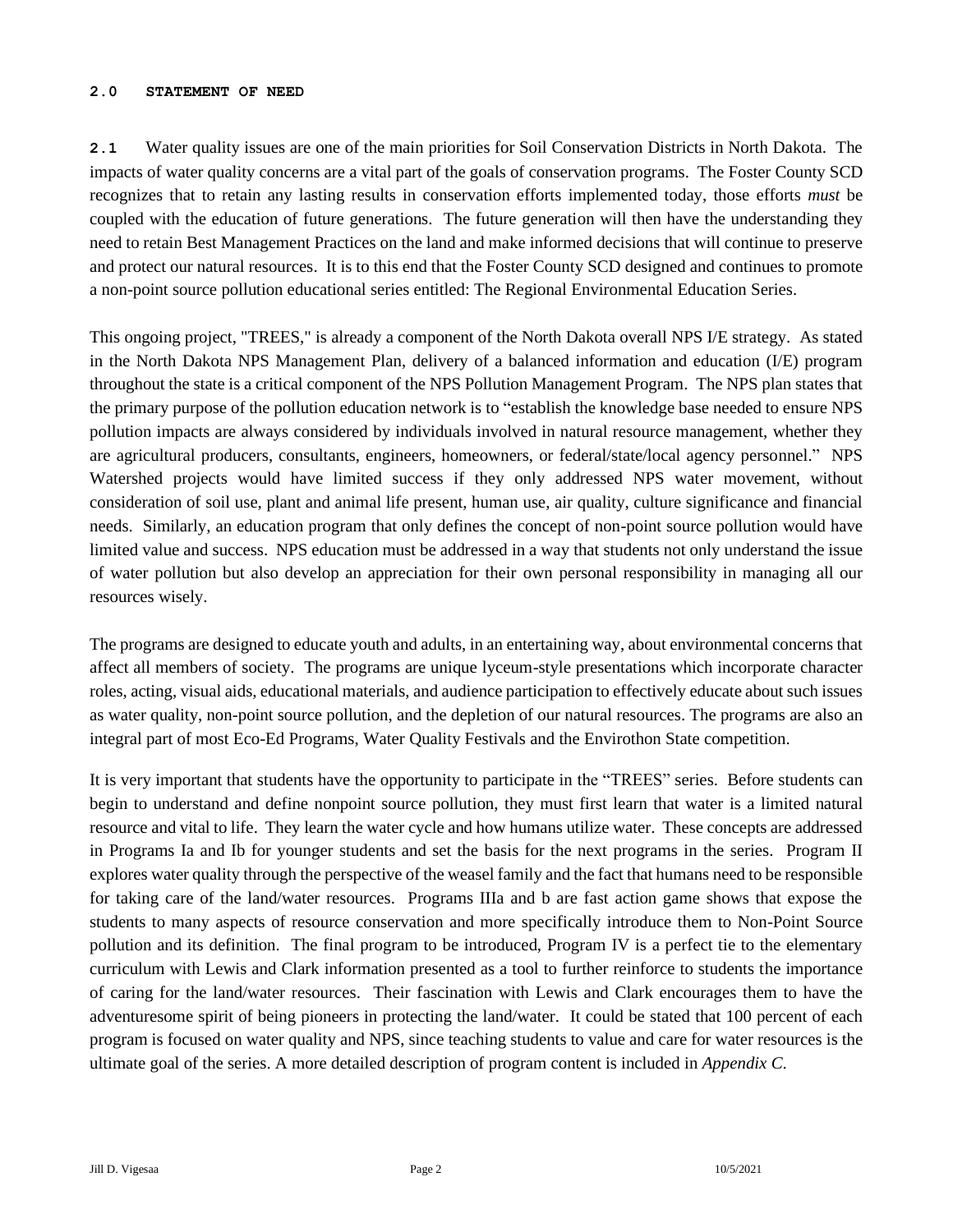## 2.0 STATEMENT OF NEED

**2.1** Water quality issues are one of the main priorities for Soil Conservation Districts in North Dakota. The impacts of water quality concerns are a vital part of the goals of conservation programs. The Foster County SCD recognizes that to retain any lasting results in conservation efforts implemented today, those efforts *must* be coupled with the education of future generations. The future generation will then have the understanding they need to retain Best Management Practices on the land and make informed decisions that will continue to preserve and protect our natural resources. It is to this end that the Foster County SCD designed and continues to promote a non-point source pollution educational series entitled: The Regional Environmental Education Series.

This ongoing project, "TREES," is already a component of the North Dakota overall NPS I/E strategy. As stated in the North Dakota NPS Management Plan, delivery of a balanced information and education (I/E) program throughout the state is a critical component of the NPS Pollution Management Program. The NPS plan states that the primary purpose of the pollution education network is to "establish the knowledge base needed to ensure NPS pollution impacts are always considered by individuals involved in natural resource management, whether they are agricultural producers, consultants, engineers, homeowners, or federal/state/local agency personnel." NPS Watershed projects would have limited success if they only addressed NPS water movement, without consideration of soil use, plant and animal life present, human use, air quality, culture significance and financial needs. Similarly, an education program that only defines the concept of non-point source pollution would have limited value and success. NPS education must be addressed in a way that students not only understand the issue of water pollution but also develop an appreciation for their own personal responsibility in managing all our resources wisely.

The programs are designed to educate youth and adults, in an entertaining way, about environmental concerns that affect all members of society. The programs are unique lyceum-style presentations which incorporate character roles, acting, visual aids, educational materials, and audience participation to effectively educate about such issues as water quality, non-point source pollution, and the depletion of our natural resources. The programs are also an integral part of most Eco-Ed Programs, Water Quality Festivals and the Envirothon State competition.

It is very important that students have the opportunity to participate in the "TREES" series. Before students can begin to understand and define nonpoint source pollution, they must first learn that water is a limited natural resource and vital to life. They learn the water cycle and how humans utilize water. These concepts are addressed in Programs Ia and Ib for younger students and set the basis for the next programs in the series. Program II explores water quality through the perspective of the weasel family and the fact that humans need to be responsible for taking care of the land/water resources. Programs IIIa and b are fast action game shows that expose the students to many aspects of resource conservation and more specifically introduce them to Non-Point Source pollution and its definition. The final program to be introduced, Program IV is a perfect tie to the elementary curriculum with Lewis and Clark information presented as a tool to further reinforce to students the importance of caring for the land/water resources. Their fascination with Lewis and Clark encourages them to have the adventuresome spirit of being pioneers in protecting the land/water. It could be stated that 100 percent of each program is focused on water quality and NPS, since teaching students to value and care for water resources is the ultimate goal of the series. A more detailed description of program content is included in *Appendix C.*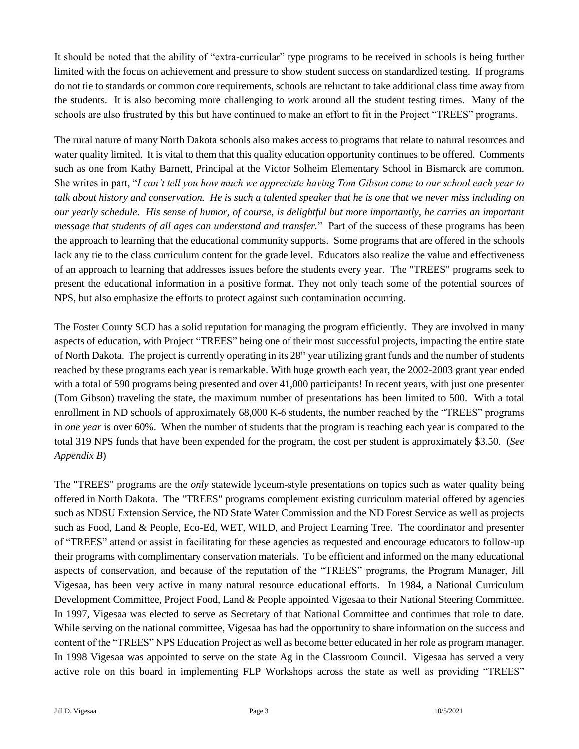It should be noted that the ability of "extra-curricular" type programs to be received in schools is being further limited with the focus on achievement and pressure to show student success on standardized testing. If programs do not tie to standards or common core requirements, schools are reluctant to take additional class time away from the students. It is also becoming more challenging to work around all the student testing times. Many of the schools are also frustrated by this but have continued to make an effort to fit in the Project "TREES" programs.

The rural nature of many North Dakota schools also makes access to programs that relate to natural resources and water quality limited. It is vital to them that this quality education opportunity continues to be offered. Comments such as one from Kathy Barnett, Principal at the Victor Solheim Elementary School in Bismarck are common. She writes in part, "*I can't tell you how much we appreciate having Tom Gibson come to our school each year to talk about history and conservation. He is such a talented speaker that he is one that we never miss including on our yearly schedule. His sense of humor, of course, is delightful but more importantly, he carries an important message that students of all ages can understand and transfer.*" Part of the success of these programs has been the approach to learning that the educational community supports. Some programs that are offered in the schools lack any tie to the class curriculum content for the grade level. Educators also realize the value and effectiveness of an approach to learning that addresses issues before the students every year. The "TREES" programs seek to present the educational information in a positive format. They not only teach some of the potential sources of NPS, but also emphasize the efforts to protect against such contamination occurring.

The Foster County SCD has a solid reputation for managing the program efficiently. They are involved in many aspects of education, with Project "TREES" being one of their most successful projects, impacting the entire state of North Dakota. The project is currently operating in its 28th year utilizing grant funds and the number of students reached by these programs each year is remarkable. With huge growth each year, the 2002-2003 grant year ended with a total of 590 programs being presented and over 41,000 participants! In recent years, with just one presenter (Tom Gibson) traveling the state, the maximum number of presentations has been limited to 500. With a total enrollment in ND schools of approximately 68,000 K-6 students, the number reached by the "TREES" programs in *one year* is over 60%. When the number of students that the program is reaching each year is compared to the total 319 NPS funds that have been expended for the program, the cost per student is approximately $3.50. (*See Appendix B*)

The "TREES" programs are the *only* statewide lyceum-style presentations on topics such as water quality being offered in North Dakota. The "TREES" programs complement existing curriculum material offered by agencies such as NDSU Extension Service, the ND State Water Commission and the ND Forest Service as well as projects such as Food, Land & People, Eco-Ed, WET, WILD, and Project Learning Tree. The coordinator and presenter of "TREES" attend or assist in facilitating for these agencies as requested and encourage educators to follow-up their programs with complimentary conservation materials. To be efficient and informed on the many educational aspects of conservation, and because of the reputation of the "TREES" programs, the Program Manager, Jill Vigesaa, has been very active in many natural resource educational efforts. In 1984, a National Curriculum Development Committee, Project Food, Land & People appointed Vigesaa to their National Steering Committee. In 1997, Vigesaa was elected to serve as Secretary of that National Committee and continues that role to date. While serving on the national committee, Vigesaa has had the opportunity to share information on the success and content of the "TREES" NPS Education Project as well as become better educated in her role as program manager. In 1998 Vigesaa was appointed to serve on the state Ag in the Classroom Council. Vigesaa has served a very active role on this board in implementing FLP Workshops across the state as well as providing "TREES"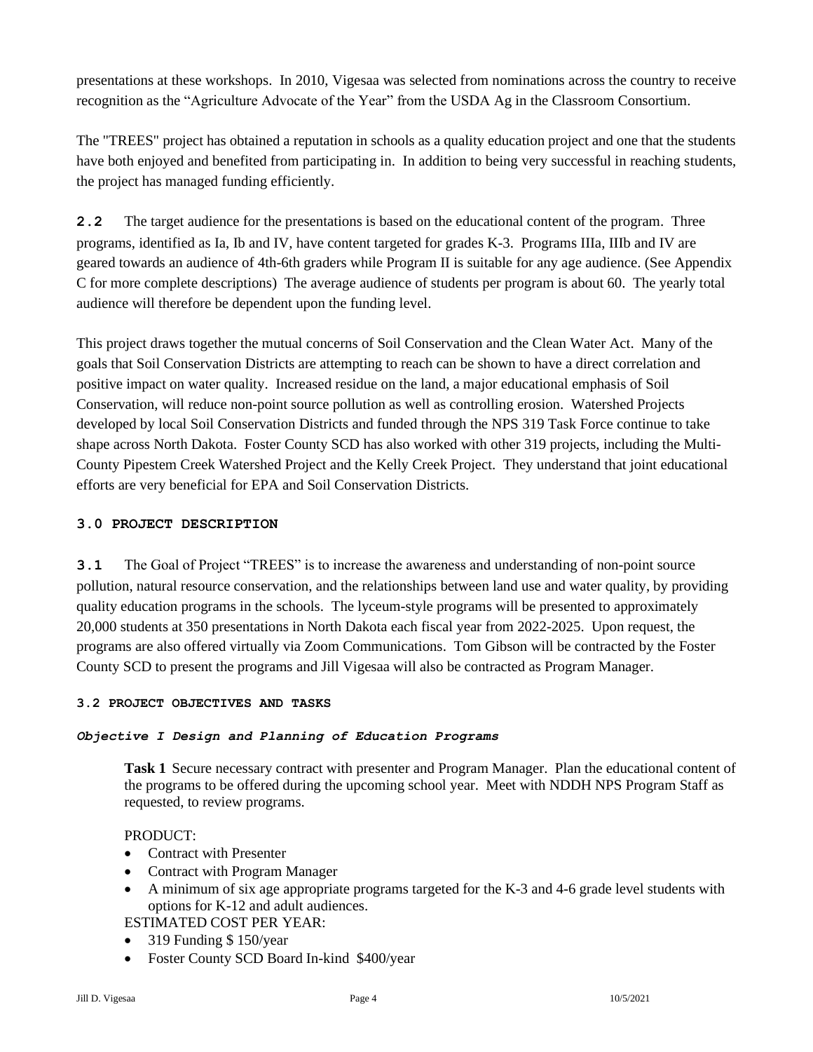presentations at these workshops. In 2010, Vigesaa was selected from nominations across the country to receive recognition as the "Agriculture Advocate of the Year" from the USDA Ag in the Classroom Consortium.

The "TREES" project has obtained a reputation in schools as a quality education project and one that the students have both enjoyed and benefited from participating in. In addition to being very successful in reaching students, the project has managed funding efficiently.

**2.2** The target audience for the presentations is based on the educational content of the program. Three programs, identified as Ia, Ib and IV, have content targeted for grades K-3. Programs IIIa, IIIb and IV are geared towards an audience of 4th-6th graders while Program II is suitable for any age audience. (See Appendix C for more complete descriptions) The average audience of students per program is about 60. The yearly total audience will therefore be dependent upon the funding level.

This project draws together the mutual concerns of Soil Conservation and the Clean Water Act. Many of the goals that Soil Conservation Districts are attempting to reach can be shown to have a direct correlation and positive impact on water quality. Increased residue on the land, a major educational emphasis of Soil Conservation, will reduce non-point source pollution as well as controlling erosion. Watershed Projects developed by local Soil Conservation Districts and funded through the NPS 319 Task Force continue to take shape across North Dakota. Foster County SCD has also worked with other 319 projects, including the Multi-County Pipestem Creek Watershed Project and the Kelly Creek Project. They understand that joint educational efforts are very beneficial for EPA and Soil Conservation Districts.

## 3.0 PROJECT DESCRIPTION

**3.1** The Goal of Project "TREES" is to increase the awareness and understanding of non-point source pollution, natural resource conservation, and the relationships between land use and water quality, by providing quality education programs in the schools. The lyceum-style programs will be presented to approximately 20,000 students at 350 presentations in North Dakota each fiscal year from 2022-2025. Upon request, the programs are also offered virtually via Zoom Communications. Tom Gibson will be contracted by the Foster County SCD to present the programs and Jill Vigesaa will also be contracted as Program Manager.

### 3.2 PROJECT OBJECTIVES AND TASKS

#### *Objective I Design and Planning of Education Programs*

**Task 1** Secure necessary contract with presenter and Program Manager. Plan the educational content of the programs to be offered during the upcoming school year. Meet with NDDH NPS Program Staff as requested, to review programs.

PRODUCT:

- Contract with Presenter
- Contract with Program Manager
- A minimum of six age appropriate programs targeted for the K-3 and 4-6 grade level students with options for K-12 and adult audiences.

ESTIMATED COST PER YEAR:

- 319 Funding $ 150/year
- Foster County SCD Board In-kind $400/year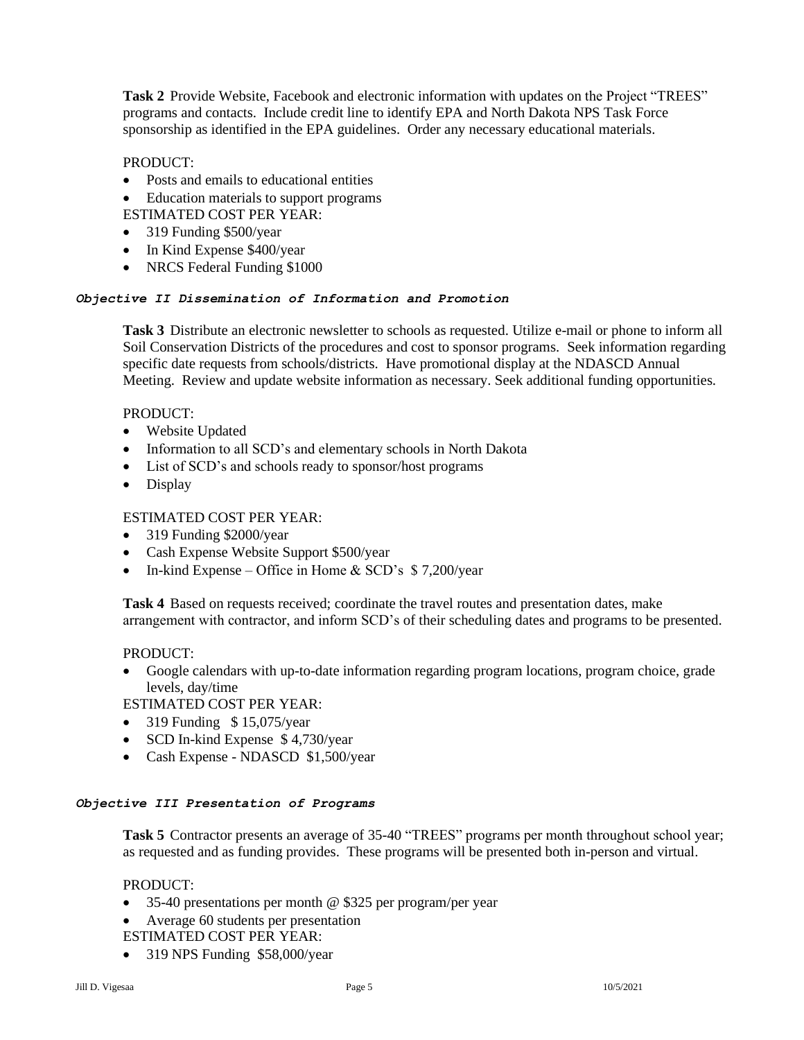**Task 2** Provide Website, Facebook and electronic information with updates on the Project "TREES" programs and contacts. Include credit line to identify EPA and North Dakota NPS Task Force sponsorship as identified in the EPA guidelines. Order any necessary educational materials.

PRODUCT:

- Posts and emails to educational entities
- Education materials to support programs

ESTIMATED COST PER YEAR:

- 319 Funding $500/year
- In Kind Expense $400/year
- NRCS Federal Funding $1000

### *Objective II Dissemination of Information and Promotion*

**Task 3** Distribute an electronic newsletter to schools as requested. Utilize e-mail or phone to inform all Soil Conservation Districts of the procedures and cost to sponsor programs. Seek information regarding specific date requests from schools/districts. Have promotional display at the NDASCD Annual Meeting. Review and update website information as necessary. Seek additional funding opportunities.

PRODUCT:

- Website Updated
- Information to all SCD's and elementary schools in North Dakota
- List of SCD's and schools ready to sponsor/host programs
- Display

ESTIMATED COST PER YEAR:

- 319 Funding $2000/year
- Cash Expense Website Support $500/year
- In-kind Expense – Office in Home & SCD's $ 7,200/year

**Task 4** Based on requests received; coordinate the travel routes and presentation dates, make arrangement with contractor, and inform SCD's of their scheduling dates and programs to be presented.

PRODUCT:

- Google calendars with up-to-date information regarding program locations, program choice, grade levels, day/time

ESTIMATED COST PER YEAR:

- 319 Funding $ 15,075/year
- SCD In-kind Expense $ 4,730/year
- Cash Expense - NDASCD $1,500/year

### *Objective III Presentation of Programs*

**Task 5** Contractor presents an average of 35-40 "TREES" programs per month throughout school year; as requested and as funding provides. These programs will be presented both in-person and virtual.

PRODUCT:

- 35-40 presentations per month @ $325 per program/per year
- Average 60 students per presentation

ESTIMATED COST PER YEAR:

- 319 NPS Funding $58,000/year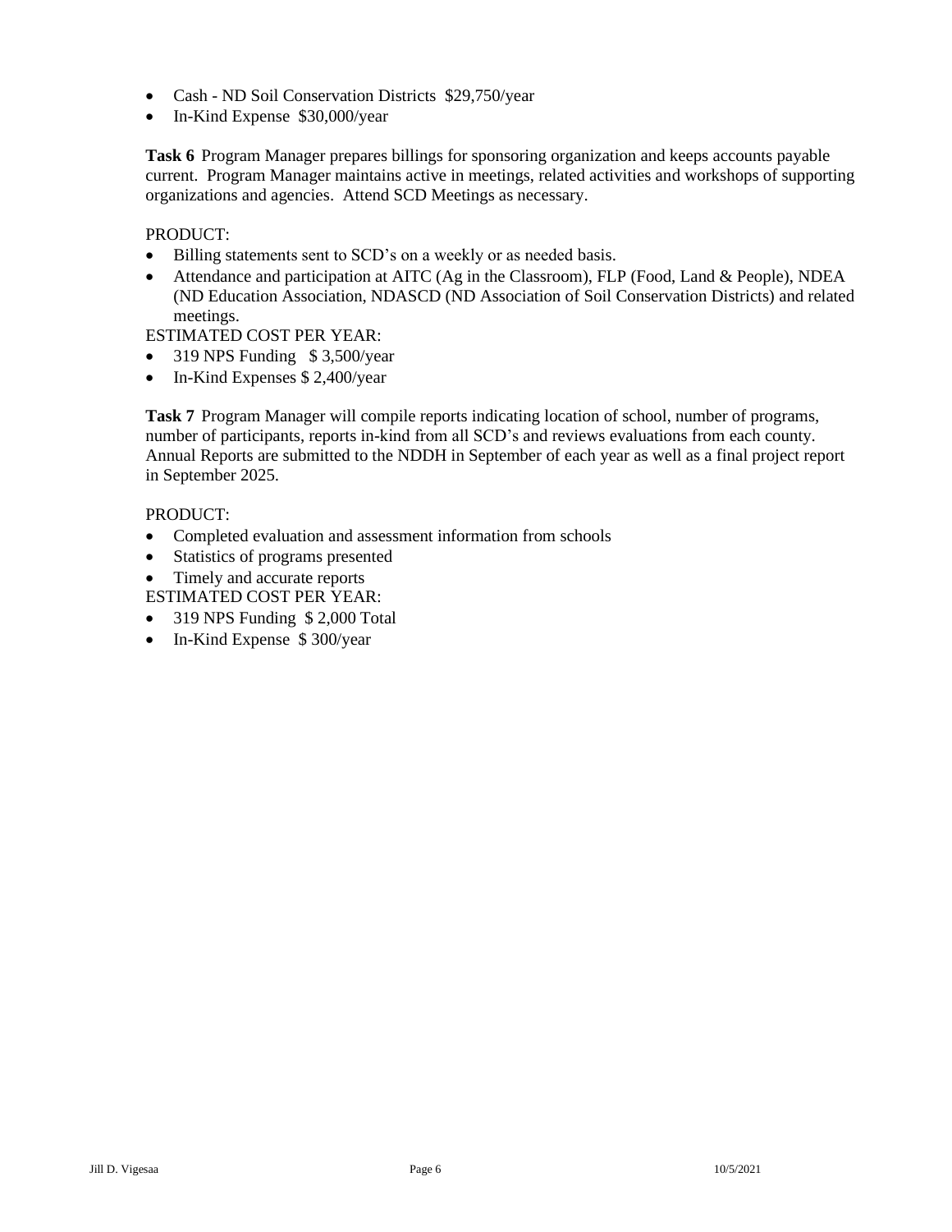- Cash - ND Soil Conservation Districts  $29,750/year
- In-Kind Expense  $30,000/year

**Task 6** Program Manager prepares billings for sponsoring organization and keeps accounts payable current. Program Manager maintains active in meetings, related activities and workshops of supporting organizations and agencies. Attend SCD Meetings as necessary.

PRODUCT:

- Billing statements sent to SCD's on a weekly or as needed basis.
- Attendance and participation at AITC (Ag in the Classroom), FLP (Food, Land & People), NDEA (ND Education Association, NDASCD (ND Association of Soil Conservation Districts) and related meetings.

ESTIMATED COST PER YEAR:

- 319 NPS Funding   $ 3,500/year
- In-Kind Expenses $ 2,400/year

**Task 7** Program Manager will compile reports indicating location of school, number of programs, number of participants, reports in-kind from all SCD's and reviews evaluations from each county. Annual Reports are submitted to the NDDH in September of each year as well as a final project report in September 2025.

PRODUCT:

- Completed evaluation and assessment information from schools
- Statistics of programs presented
- Timely and accurate reports

ESTIMATED COST PER YEAR:

- 319 NPS Funding  $ 2,000 Total
- In-Kind Expense  $ 300/year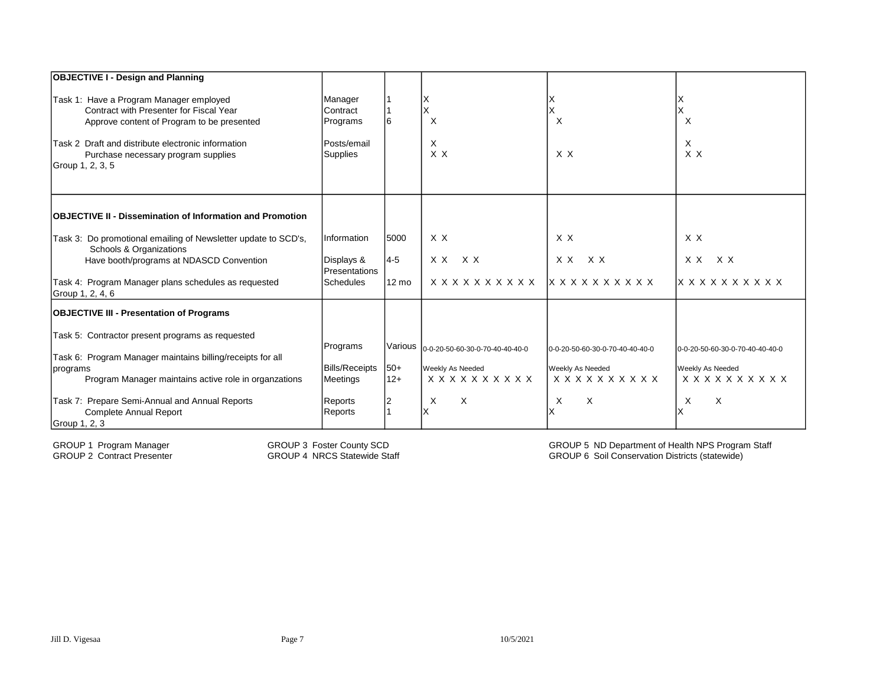| | | | | | |
|---|---|---|---|---|---|
| **OBJECTIVE I - Design and Planning** | | | | | |
| Task 1: Have a Program Manager employed | Manager | 1 | X | X | X |
| Contract with Presenter for Fiscal Year | Contract | 1 | X | X | X |
| Approve content of Program to be presented | Programs | 6 | X | X | X |
| Task 2 Draft and distribute electronic information | Posts/email | | X | | X |
| Purchase necessary program supplies | Supplies | | X X | X X | X X |
| Group 1, 2, 3, 5 | | | | | |
| **OBJECTIVE II - Dissemination of Information and Promotion** | | | | | |
| Task 3: Do promotional emailing of Newsletter update to SCD's, Schools & Organizations | Information | 5000 | X X | X X | X X |
| Have booth/programs at NDASCD Convention | Displays & Presentations | 4-5 | X X X X | X X X X | X X X X |
| Task 4: Program Manager plans schedules as requested | Schedules | 12 mo | X X X X X X X X X X X | X X X X X X X X X X X | X X X X X X X X X X X |
| Group 1, 2, 4, 6 | | | | | |
| **OBJECTIVE III - Presentation of Programs** | | | | | |
| Task 5: Contractor present programs as requested | Programs | Various | 0-0-20-50-60-30-0-70-40-40-40-0 | 0-0-20-50-60-30-0-70-40-40-40-0 | 0-0-20-50-60-30-0-70-40-40-40-0 |
| Task 6: Program Manager maintains billing/receipts for all programs | Bills/Receipts | 50+ | Weekly As Needed | Weekly As Needed | Weekly As Needed |
| Program Manager maintains active role in organzations | Meetings | 12+ | X X X X X X X X X X X | X X X X X X X X X X X | X X X X X X X X X X X |
| Task 7: Prepare Semi-Annual and Annual Reports | Reports | 2 | X X | X X | X X |
| Complete Annual Report | Reports | 1 | X | X | X |
| Group 1, 2, 3 | | | | | |

GROUP 1 Program Manager
GROUP 2 Contract Presenter
GROUP 3 Foster County SCD
GROUP 4 NRCS Statewide Staff
GROUP 5 ND Department of Health NPS Program Staff
GROUP 6 Soil Conservation Districts (statewide)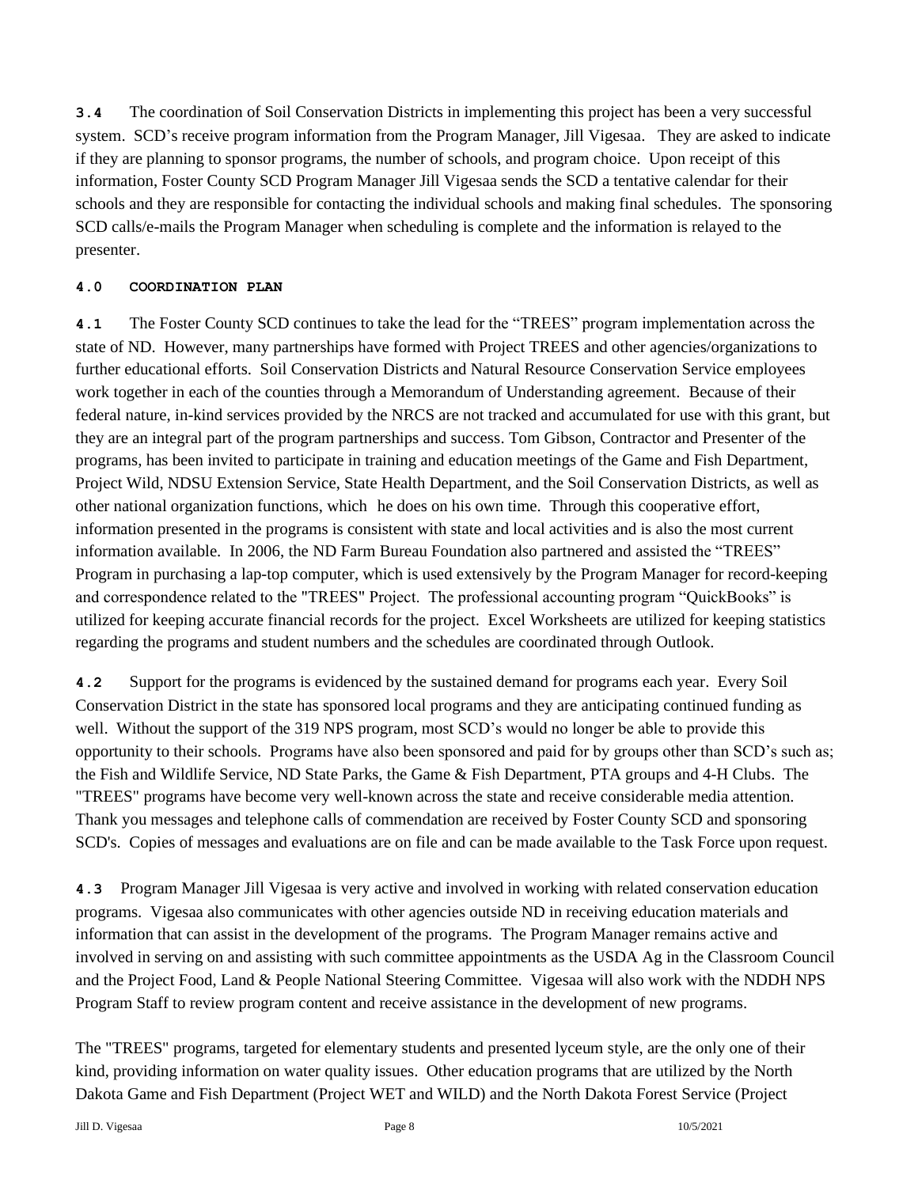**3.4** The coordination of Soil Conservation Districts in implementing this project has been a very successful system. SCD's receive program information from the Program Manager, Jill Vigesaa. They are asked to indicate if they are planning to sponsor programs, the number of schools, and program choice. Upon receipt of this information, Foster County SCD Program Manager Jill Vigesaa sends the SCD a tentative calendar for their schools and they are responsible for contacting the individual schools and making final schedules. The sponsoring SCD calls/e-mails the Program Manager when scheduling is complete and the information is relayed to the presenter.

## 4.0 COORDINATION PLAN

**4.1** The Foster County SCD continues to take the lead for the "TREES" program implementation across the state of ND. However, many partnerships have formed with Project TREES and other agencies/organizations to further educational efforts. Soil Conservation Districts and Natural Resource Conservation Service employees work together in each of the counties through a Memorandum of Understanding agreement. Because of their federal nature, in-kind services provided by the NRCS are not tracked and accumulated for use with this grant, but they are an integral part of the program partnerships and success. Tom Gibson, Contractor and Presenter of the programs, has been invited to participate in training and education meetings of the Game and Fish Department, Project Wild, NDSU Extension Service, State Health Department, and the Soil Conservation Districts, as well as other national organization functions, which he does on his own time. Through this cooperative effort, information presented in the programs is consistent with state and local activities and is also the most current information available. In 2006, the ND Farm Bureau Foundation also partnered and assisted the "TREES" Program in purchasing a lap-top computer, which is used extensively by the Program Manager for record-keeping and correspondence related to the "TREES" Project. The professional accounting program "QuickBooks" is utilized for keeping accurate financial records for the project. Excel Worksheets are utilized for keeping statistics regarding the programs and student numbers and the schedules are coordinated through Outlook.

**4.2** Support for the programs is evidenced by the sustained demand for programs each year. Every Soil Conservation District in the state has sponsored local programs and they are anticipating continued funding as well. Without the support of the 319 NPS program, most SCD's would no longer be able to provide this opportunity to their schools. Programs have also been sponsored and paid for by groups other than SCD's such as; the Fish and Wildlife Service, ND State Parks, the Game & Fish Department, PTA groups and 4-H Clubs. The "TREES" programs have become very well-known across the state and receive considerable media attention. Thank you messages and telephone calls of commendation are received by Foster County SCD and sponsoring SCD's. Copies of messages and evaluations are on file and can be made available to the Task Force upon request.

**4.3** Program Manager Jill Vigesaa is very active and involved in working with related conservation education programs. Vigesaa also communicates with other agencies outside ND in receiving education materials and information that can assist in the development of the programs. The Program Manager remains active and involved in serving on and assisting with such committee appointments as the USDA Ag in the Classroom Council and the Project Food, Land & People National Steering Committee. Vigesaa will also work with the NDDH NPS Program Staff to review program content and receive assistance in the development of new programs.

The "TREES" programs, targeted for elementary students and presented lyceum style, are the only one of their kind, providing information on water quality issues. Other education programs that are utilized by the North Dakota Game and Fish Department (Project WET and WILD) and the North Dakota Forest Service (Project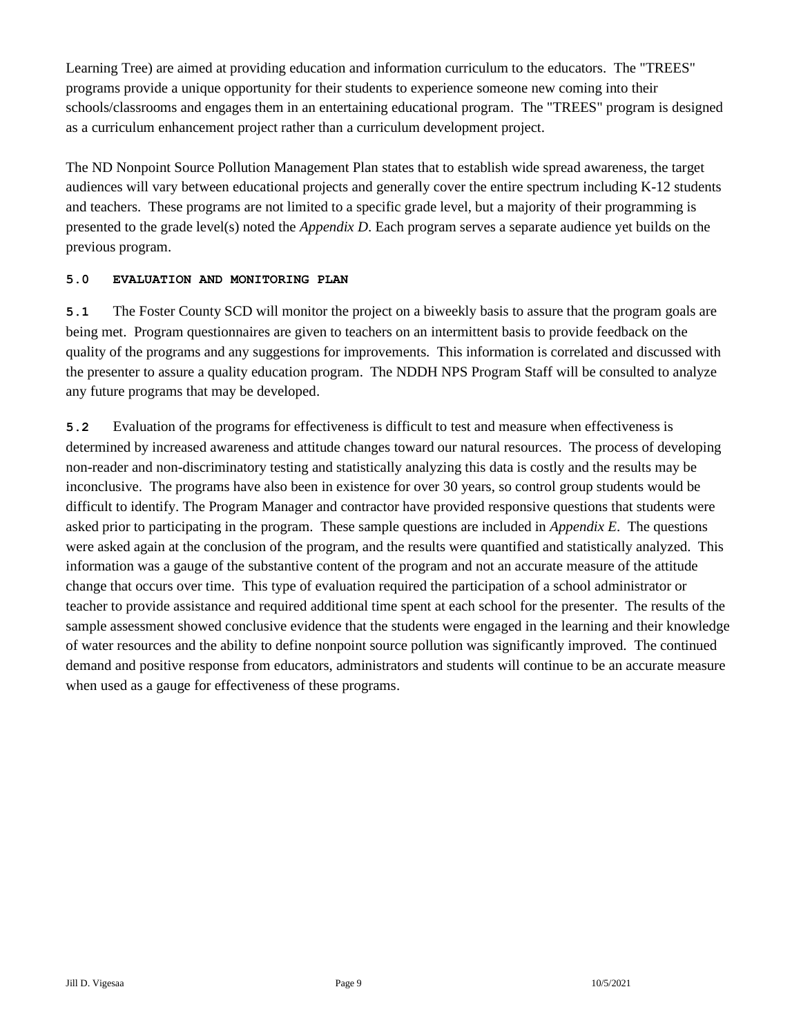Learning Tree) are aimed at providing education and information curriculum to the educators. The "TREES" programs provide a unique opportunity for their students to experience someone new coming into their schools/classrooms and engages them in an entertaining educational program. The "TREES" program is designed as a curriculum enhancement project rather than a curriculum development project.

The ND Nonpoint Source Pollution Management Plan states that to establish wide spread awareness, the target audiences will vary between educational projects and generally cover the entire spectrum including K-12 students and teachers. These programs are not limited to a specific grade level, but a majority of their programming is presented to the grade level(s) noted the *Appendix D*. Each program serves a separate audience yet builds on the previous program.

## 5.0 EVALUATION AND MONITORING PLAN

**5.1** The Foster County SCD will monitor the project on a biweekly basis to assure that the program goals are being met. Program questionnaires are given to teachers on an intermittent basis to provide feedback on the quality of the programs and any suggestions for improvements. This information is correlated and discussed with the presenter to assure a quality education program. The NDDH NPS Program Staff will be consulted to analyze any future programs that may be developed.

**5.2** Evaluation of the programs for effectiveness is difficult to test and measure when effectiveness is determined by increased awareness and attitude changes toward our natural resources. The process of developing non-reader and non-discriminatory testing and statistically analyzing this data is costly and the results may be inconclusive. The programs have also been in existence for over 30 years, so control group students would be difficult to identify. The Program Manager and contractor have provided responsive questions that students were asked prior to participating in the program. These sample questions are included in *Appendix E*. The questions were asked again at the conclusion of the program, and the results were quantified and statistically analyzed. This information was a gauge of the substantive content of the program and not an accurate measure of the attitude change that occurs over time. This type of evaluation required the participation of a school administrator or teacher to provide assistance and required additional time spent at each school for the presenter. The results of the sample assessment showed conclusive evidence that the students were engaged in the learning and their knowledge of water resources and the ability to define nonpoint source pollution was significantly improved. The continued demand and positive response from educators, administrators and students will continue to be an accurate measure when used as a gauge for effectiveness of these programs.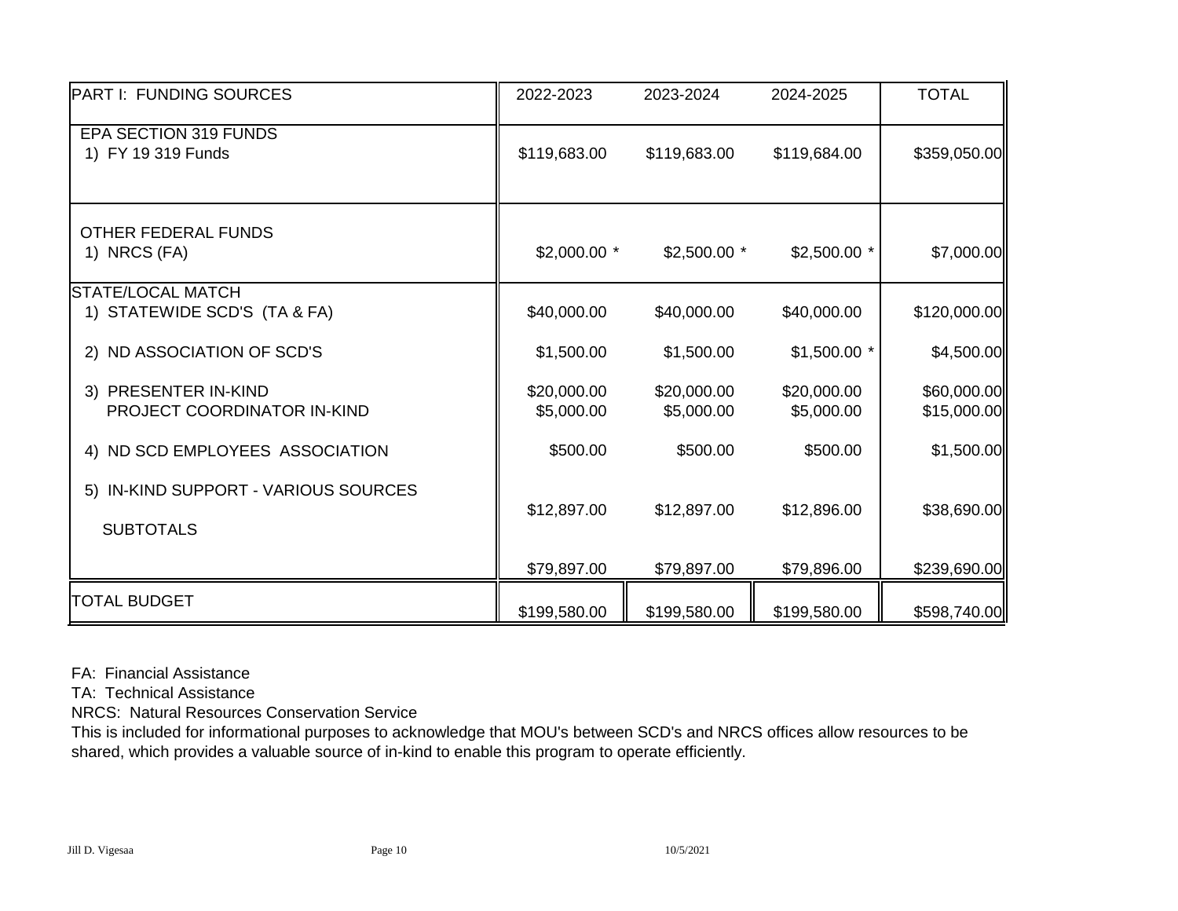| PART I: FUNDING SOURCES | 2022-2023 | 2023-2024 | 2024-2025 | TOTAL |
|---|---|---|---|---|
| **EPA SECTION 319 FUNDS** | | | | |
| 1) FY 19 319 Funds | $119,683.00 | $119,683.00 | $119,684.00 | $359,050.00 |
| **OTHER FEDERAL FUNDS** | | | | |
| 1) NRCS (FA) | $2,000.00 * | $2,500.00 * | $2,500.00 * | $7,000.00 |
| **STATE/LOCAL MATCH** | | | | |
| 1) STATEWIDE SCD'S (TA & FA) | $40,000.00 | $40,000.00 | $40,000.00 | $120,000.00 |
| 2) ND ASSOCIATION OF SCD'S | $1,500.00 | $1,500.00 | $1,500.00 * | $4,500.00 |
| 3) PRESENTER IN-KIND | $20,000.00 | $20,000.00 | $20,000.00 | $60,000.00 |
| PROJECT COORDINATOR IN-KIND | $5,000.00 | $5,000.00 | $5,000.00 | $15,000.00 |
| 4) ND SCD EMPLOYEES ASSOCIATION | $500.00 | $500.00 | $500.00 | $1,500.00 |
| 5) IN-KIND SUPPORT - VARIOUS SOURCES | $12,897.00 | $12,897.00 | $12,896.00 | $38,690.00 |
| SUBTOTALS | $79,897.00 | $79,897.00 | $79,896.00 | $239,690.00 |
| **TOTAL BUDGET** | $199,580.00 | $199,580.00 | $199,580.00 | $598,740.00 |

FA: Financial Assistance

TA: Technical Assistance

NRCS: Natural Resources Conservation Service

This is included for informational purposes to acknowledge that MOU's between SCD's and NRCS offices allow resources to be shared, which provides a valuable source of in-kind to enable this program to operate efficiently.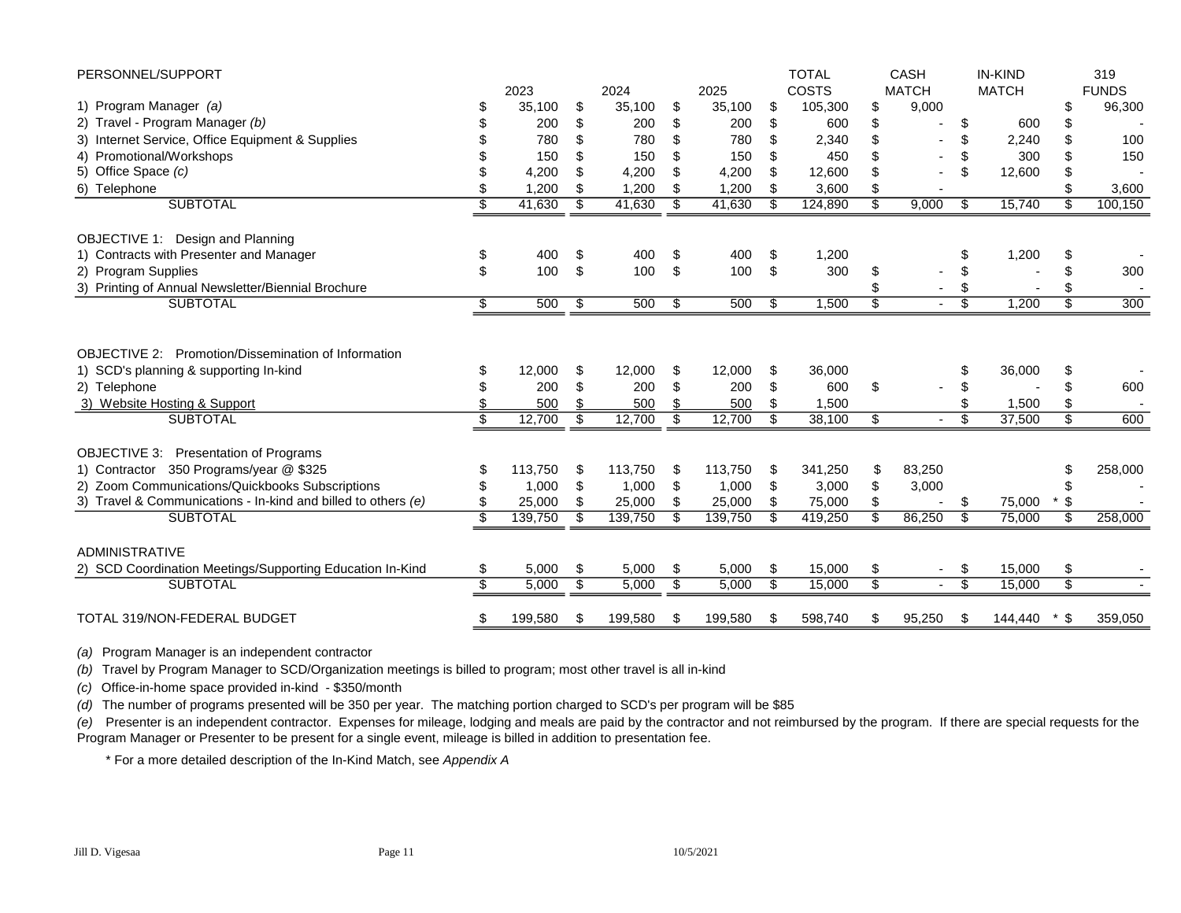| PERSONNEL/SUPPORT | 2023 | 2024 | 2025 | TOTAL COSTS | CASH MATCH | IN-KIND MATCH | 319 FUNDS |
|---|---|---|---|---|---|---|---|
| 1) Program Manager *(a)* | $ 35,100 | $ 35,100 | $ 35,100 | $ 105,300 | $ 9,000 | | $ 96,300 |
| 2) Travel - Program Manager *(b)* | $ 200 | $ 200 | $ 200 | $ 600 | $ - | $ 600 | $ - |
| 3) Internet Service, Office Equipment & Supplies | $ 780 | $ 780 | $ 780 | $ 2,340 | $ - | $ 2,240 | $ 100 |
| 4) Promotional/Workshops | $ 150 | $ 150 | $ 150 | $ 450 | $ - | $ 300 | $ 150 |
| 5) Office Space *(c)* | $ 4,200 | $ 4,200 | $ 4,200 | $ 12,600 | $ - | $ 12,600 | $ - |
| 6) Telephone | $ 1,200 | $ 1,200 | $ 1,200 | $ 3,600 | $ - | | $ 3,600 |
| SUBTOTAL | $ 41,630 | $ 41,630 | $ 41,630 | $ 124,890 | $ 9,000 | $ 15,740 | $ 100,150 |
| | | | | | | | |
| OBJECTIVE 1: Design and Planning | | | | | | | |
| 1) Contracts with Presenter and Manager | $ 400 | $ 400 | $ 400 | $ 1,200 | | $ 1,200 | $ - |
| 2) Program Supplies | $ 100 | $ 100 | $ 100 | $ 300 | $ - | $ - | $ 300 |
| 3) Printing of Annual Newsletter/Biennial Brochure | | | | | $ - | $ - | $ - |
| SUBTOTAL | $ 500 | $ 500 | $ 500 | $ 1,500 | $ - | $ 1,200 | $ 300 |
| | | | | | | | |
| OBJECTIVE 2: Promotion/Dissemination of Information | | | | | | | |
| 1) SCD's planning & supporting In-kind | $ 12,000 | $ 12,000 | $ 12,000 | $ 36,000 | | $ 36,000 | $ - |
| 2) Telephone | $ 200 | $ 200 | $ 200 | $ 600 | $ - | $ - | $ 600 |
| 3) Website Hosting & Support | $ 500 | $ 500 | $ 500 | $ 1,500 | | $ 1,500 | $ - |
| SUBTOTAL | $ 12,700 | $ 12,700 | $ 12,700 | $ 38,100 | $ - | $ 37,500 | $ 600 |
| | | | | | | | |
| OBJECTIVE 3: Presentation of Programs | | | | | | | |
| 1) Contractor 350 Programs/year @ $325 | $ 113,750 | $ 113,750 | $ 113,750 | $ 341,250 | $ 83,250 | | $ 258,000 |
| 2) Zoom Communications/Quickbooks Subscriptions | $ 1,000 | $ 1,000 | $ 1,000 | $ 3,000 | $ 3,000 | | $ - |
| 3) Travel & Communications - In-kind and billed to others *(e)* | $ 25,000 | $ 25,000 | $ 25,000 | $ 75,000 | $ - | $ 75,000 * | $ - |
| SUBTOTAL | $ 139,750 | $ 139,750 | $ 139,750 | $ 419,250 | $ 86,250 | $ 75,000 | $ 258,000 |
| | | | | | | | |
| ADMINISTRATIVE | | | | | | | |
| 2) SCD Coordination Meetings/Supporting Education In-Kind | $ 5,000 | $ 5,000 | $ 5,000 | $ 15,000 | $ - | $ 15,000 | $ - |
| SUBTOTAL | $ 5,000 | $ 5,000 | $ 5,000 | $ 15,000 | $ - | $ 15,000 | $ - |
| | | | | | | | |
| TOTAL 319/NON-FEDERAL BUDGET | $ 199,580 | $ 199,580 | $ 199,580 | $ 598,740 | $ 95,250 | $ 144,440 * | $ 359,050 |

*(a)* Program Manager is an independent contractor

*(b)* Travel by Program Manager to SCD/Organization meetings is billed to program; most other travel is all in-kind

*(c)* Office-in-home space provided in-kind - $350/month

*(d)* The number of programs presented will be 350 per year. The matching portion charged to SCD's per program will be $85

*(e)* Presenter is an independent contractor. Expenses for mileage, lodging and meals are paid by the contractor and not reimbursed by the program. If there are special requests for the Program Manager or Presenter to be present for a single event, mileage is billed in addition to presentation fee.

\* For a more detailed description of the In-Kind Match, see *Appendix A*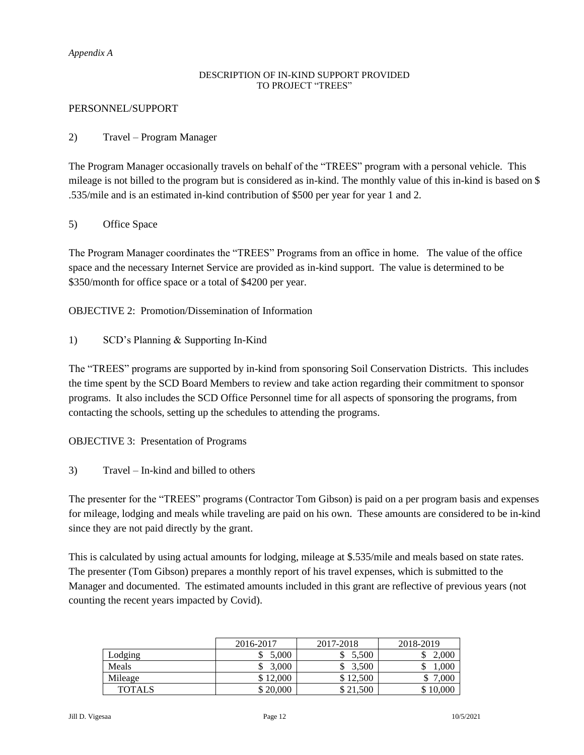*Appendix A*

DESCRIPTION OF IN-KIND SUPPORT PROVIDED
TO PROJECT "TREES"

PERSONNEL/SUPPORT

2) Travel – Program Manager

The Program Manager occasionally travels on behalf of the "TREES" program with a personal vehicle. This mileage is not billed to the program but is considered as in-kind. The monthly value of this in-kind is based on $ .535/mile and is an estimated in-kind contribution of $500 per year for year 1 and 2.

5) Office Space

The Program Manager coordinates the "TREES" Programs from an office in home. The value of the office space and the necessary Internet Service are provided as in-kind support. The value is determined to be $350/month for office space or a total of $4200 per year.

OBJECTIVE 2: Promotion/Dissemination of Information

1) SCD's Planning & Supporting In-Kind

The "TREES" programs are supported by in-kind from sponsoring Soil Conservation Districts. This includes the time spent by the SCD Board Members to review and take action regarding their commitment to sponsor programs. It also includes the SCD Office Personnel time for all aspects of sponsoring the programs, from contacting the schools, setting up the schedules to attending the programs.

OBJECTIVE 3: Presentation of Programs

3) Travel – In-kind and billed to others

The presenter for the "TREES" programs (Contractor Tom Gibson) is paid on a per program basis and expenses for mileage, lodging and meals while traveling are paid on his own. These amounts are considered to be in-kind since they are not paid directly by the grant.

This is calculated by using actual amounts for lodging, mileage at $.535/mile and meals based on state rates. The presenter (Tom Gibson) prepares a monthly report of his travel expenses, which is submitted to the Manager and documented. The estimated amounts included in this grant are reflective of previous years (not counting the recent years impacted by Covid).

| | 2016-2017 | 2017-2018 | 2018-2019 |
|---|---|---|---|
| Lodging | $ 5,000 | $ 5,500 | $ 2,000 |
| Meals | $ 3,000 | $ 3,500 | $ 1,000 |
| Mileage | $ 12,000 | $ 12,500 | $ 7,000 |
| TOTALS | $ 20,000 | $ 21,500 | $ 10,000 |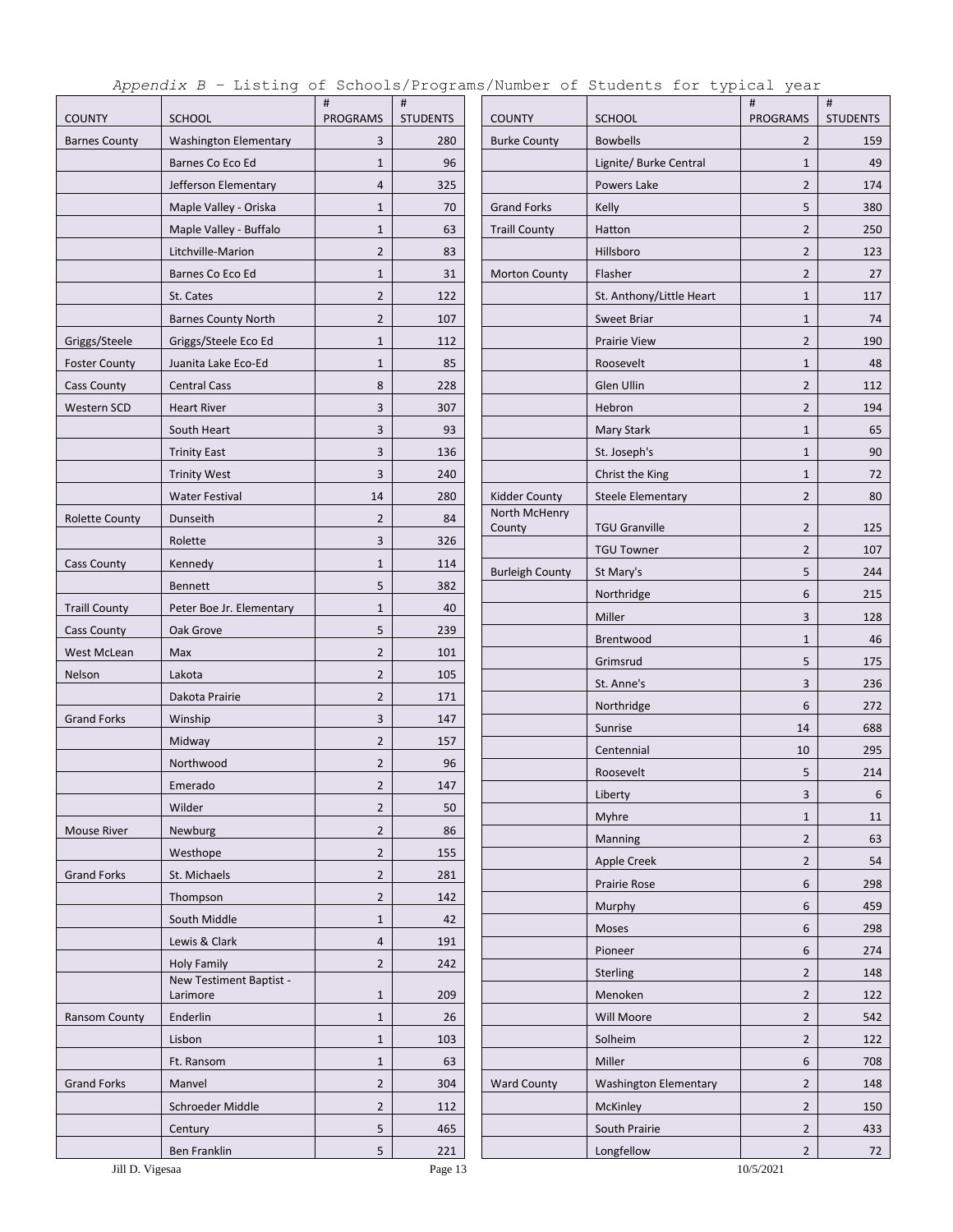*Appendix B – Listing of Schools/Programs/Number of Students for typical year*

| COUNTY | SCHOOL | # PROGRAMS | # STUDENTS |
|---|---|---|---|
| Barnes County | Washington Elementary | 3 | 280 |
| | Barnes Co Eco Ed | 1 | 96 |
| | Jefferson Elementary | 4 | 325 |
| | Maple Valley - Oriska | 1 | 70 |
| | Maple Valley - Buffalo | 1 | 63 |
| | Litchville-Marion | 2 | 83 |
| | Barnes Co Eco Ed | 1 | 31 |
| | St. Cates | 2 | 122 |
| | Barnes County North | 2 | 107 |
| Griggs/Steele | Griggs/Steele Eco Ed | 1 | 112 |
| Foster County | Juanita Lake Eco-Ed | 1 | 85 |
| Cass County | Central Cass | 8 | 228 |
| Western SCD | Heart River | 3 | 307 |
| | South Heart | 3 | 93 |
| | Trinity East | 3 | 136 |
| | Trinity West | 3 | 240 |
| | Water Festival | 14 | 280 |
| Rolette County | Dunseith | 2 | 84 |
| | Rolette | 3 | 326 |
| Cass County | Kennedy | 1 | 114 |
| | Bennett | 5 | 382 |
| Traill County | Peter Boe Jr. Elementary | 1 | 40 |
| Cass County | Oak Grove | 5 | 239 |
| West McLean | Max | 2 | 101 |
| Nelson | Lakota | 2 | 105 |
| | Dakota Prairie | 2 | 171 |
| Grand Forks | Winship | 3 | 147 |
| | Midway | 2 | 157 |
| | Northwood | 2 | 96 |
| | Emerado | 2 | 147 |
| | Wilder | 2 | 50 |
| Mouse River | Newburg | 2 | 86 |
| | Westhope | 2 | 155 |
| Grand Forks | St. Michaels | 2 | 281 |
| | Thompson | 2 | 142 |
| | South Middle | 1 | 42 |
| | Lewis & Clark | 4 | 191 |
| | Holy Family | 2 | 242 |
| | New Testament Baptist - Larimore | 1 | 209 |
| Ransom County | Enderlin | 1 | 26 |
| | Lisbon | 1 | 103 |
| | Ft. Ransom | 1 | 63 |
| Grand Forks | Manvel | 2 | 304 |
| | Schroeder Middle | 2 | 112 |
| | Century | 5 | 465 |
| | Ben Franklin | 5 | 221 |
| Burke County | Bowbells | 2 | 159 |
| | Lignite/ Burke Central | 1 | 49 |
| | Powers Lake | 2 | 174 |
| Grand Forks | Kelly | 5 | 380 |
| Traill County | Hatton | 2 | 250 |
| | Hillsboro | 2 | 123 |
| Morton County | Flasher | 2 | 27 |
| | St. Anthony/Little Heart | 1 | 117 |
| | Sweet Briar | 1 | 74 |
| | Prairie View | 2 | 190 |
| | Roosevelt | 1 | 48 |
| | Glen Ullin | 2 | 112 |
| | Hebron | 2 | 194 |
| | Mary Stark | 1 | 65 |
| | St. Joseph's | 1 | 90 |
| | Christ the King | 1 | 72 |
| Kidder County | Steele Elementary | 2 | 80 |
| North McHenry County | TGU Granville | 2 | 125 |
| | TGU Towner | 2 | 107 |
| Burleigh County | St Mary's | 5 | 244 |
| | Northridge | 6 | 215 |
| | Miller | 3 | 128 |
| | Brentwood | 1 | 46 |
| | Grimsrud | 5 | 175 |
| | St. Anne's | 3 | 236 |
| | Northridge | 6 | 272 |
| | Sunrise | 14 | 688 |
| | Centennial | 10 | 295 |
| | Roosevelt | 5 | 214 |
| | Liberty | 3 | 6 |
| | Myhre | 1 | 11 |
| | Manning | 2 | 63 |
| | Apple Creek | 2 | 54 |
| | Prairie Rose | 6 | 298 |
| | Murphy | 6 | 459 |
| | Moses | 6 | 298 |
| | Pioneer | 6 | 274 |
| | Sterling | 2 | 148 |
| | Menoken | 2 | 122 |
| | Will Moore | 2 | 542 |
| | Solheim | 2 | 122 |
| | Miller | 6 | 708 |
| Ward County | Washington Elementary | 2 | 148 |
| | McKinley | 2 | 150 |
| | South Prairie | 2 | 433 |
| | Longfellow | 2 | 72 |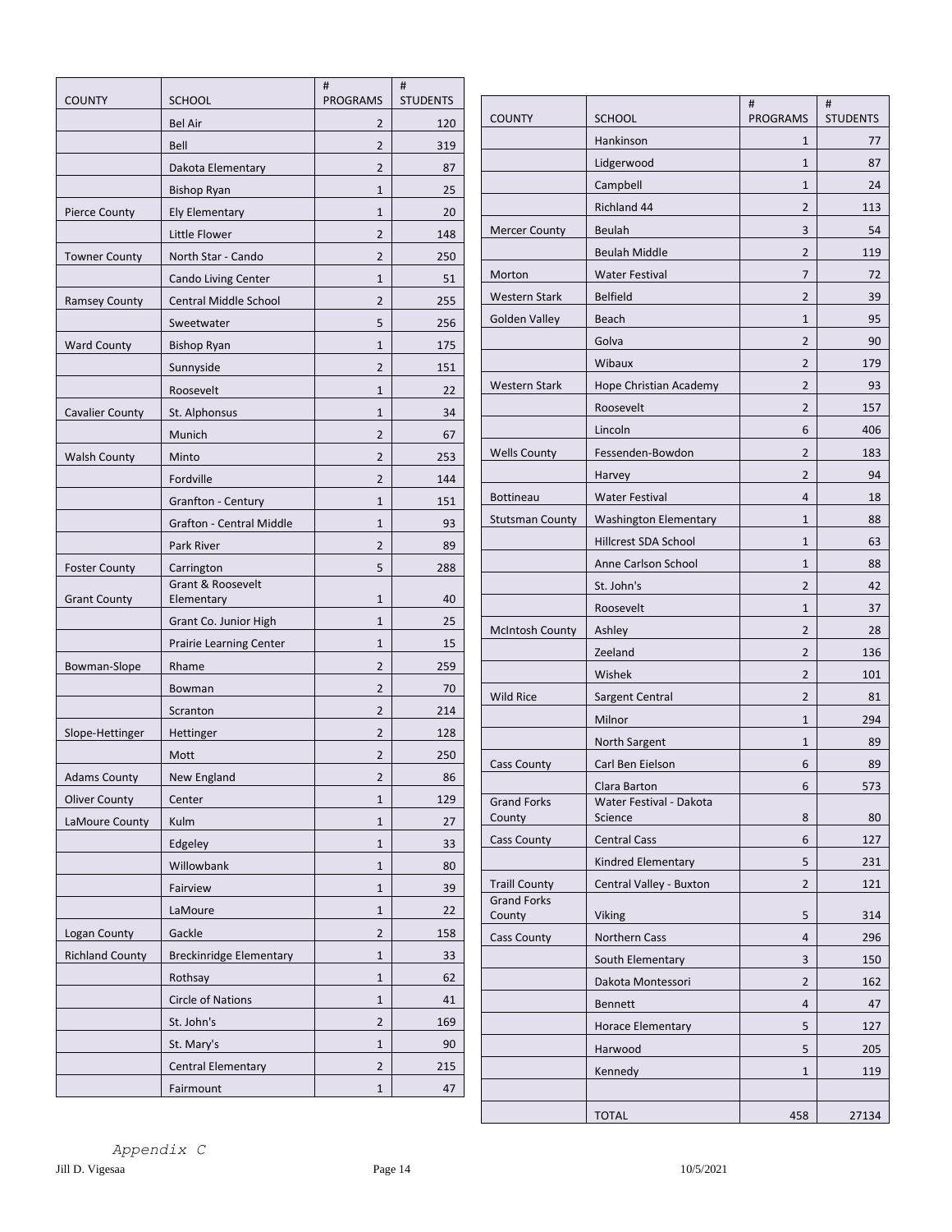| COUNTY | SCHOOL | # PROGRAMS | # STUDENTS |
|---|---|---|---|
| | Bel Air | 2 | 120 |
| | Bell | 2 | 319 |
| | Dakota Elementary | 2 | 87 |
| | Bishop Ryan | 1 | 25 |
| Pierce County | Ely Elementary | 1 | 20 |
| | Little Flower | 2 | 148 |
| Towner County | North Star - Cando | 2 | 250 |
| | Cando Living Center | 1 | 51 |
| Ramsey County | Central Middle School | 2 | 255 |
| | Sweetwater | 5 | 256 |
| Ward County | Bishop Ryan | 1 | 175 |
| | Sunnyside | 2 | 151 |
| | Roosevelt | 1 | 22 |
| Cavalier County | St. Alphonsus | 1 | 34 |
| | Munich | 2 | 67 |
| Walsh County | Minto | 2 | 253 |
| | Fordville | 2 | 144 |
| | Granfton - Century | 1 | 151 |
| | Grafton - Central Middle | 1 | 93 |
| | Park River | 2 | 89 |
| Foster County | Carrington | 5 | 288 |
| Grant County | Grant & Roosevelt Elementary | 1 | 40 |
| | Grant Co. Junior High | 1 | 25 |
| | Prairie Learning Center | 1 | 15 |
| Bowman-Slope | Rhame | 2 | 259 |
| | Bowman | 2 | 70 |
| | Scranton | 2 | 214 |
| Slope-Hettinger | Hettinger | 2 | 128 |
| | Mott | 2 | 250 |
| Adams County | New England | 2 | 86 |
| Oliver County | Center | 1 | 129 |
| LaMoure County | Kulm | 1 | 27 |
| | Edgeley | 1 | 33 |
| | Willowbank | 1 | 80 |
| | Fairview | 1 | 39 |
| | LaMoure | 1 | 22 |
| Logan County | Gackle | 2 | 158 |
| Richland County | Breckinridge Elementary | 1 | 33 |
| | Rothsay | 1 | 62 |
| | Circle of Nations | 1 | 41 |
| | St. John's | 2 | 169 |
| | St. Mary's | 1 | 90 |
| | Central Elementary | 2 | 215 |
| | Fairmount | 1 | 47 |

| COUNTY | SCHOOL | # PROGRAMS | # STUDENTS |
|---|---|---|---|
| | Hankinson | 1 | 77 |
| | Lidgerwood | 1 | 87 |
| | Campbell | 1 | 24 |
| | Richland 44 | 2 | 113 |
| Mercer County | Beulah | 3 | 54 |
| | Beulah Middle | 2 | 119 |
| Morton | Water Festival | 7 | 72 |
| Western Stark | Belfield | 2 | 39 |
| Golden Valley | Beach | 1 | 95 |
| | Golva | 2 | 90 |
| | Wibaux | 2 | 179 |
| Western Stark | Hope Christian Academy | 2 | 93 |
| | Roosevelt | 2 | 157 |
| | Lincoln | 6 | 406 |
| Wells County | Fessenden-Bowdon | 2 | 183 |
| | Harvey | 2 | 94 |
| Bottineau | Water Festival | 4 | 18 |
| Stutsman County | Washington Elementary | 1 | 88 |
| | Hillcrest SDA School | 1 | 63 |
| | Anne Carlson School | 1 | 88 |
| | St. John's | 2 | 42 |
| | Roosevelt | 1 | 37 |
| McIntosh County | Ashley | 2 | 28 |
| | Zeeland | 2 | 136 |
| | Wishek | 2 | 101 |
| Wild Rice | Sargent Central | 2 | 81 |
| | Milnor | 1 | 294 |
| | North Sargent | 1 | 89 |
| Cass County | Carl Ben Eielson | 6 | 89 |
| | Clara Barton | 6 | 573 |
| Grand Forks County | Water Festival - Dakota Science | 8 | 80 |
| Cass County | Central Cass | 6 | 127 |
| | Kindred Elementary | 5 | 231 |
| Traill County | Central Valley - Buxton | 2 | 121 |
| Grand Forks County | Viking | 5 | 314 |
| Cass County | Northern Cass | 4 | 296 |
| | South Elementary | 3 | 150 |
| | Dakota Montessori | 2 | 162 |
| | Bennett | 4 | 47 |
| | Horace Elementary | 5 | 127 |
| | Harwood | 5 | 205 |
| | Kennedy | 1 | 119 |
| | | | |
| | TOTAL | 458 | 27134 |

*Appendix C*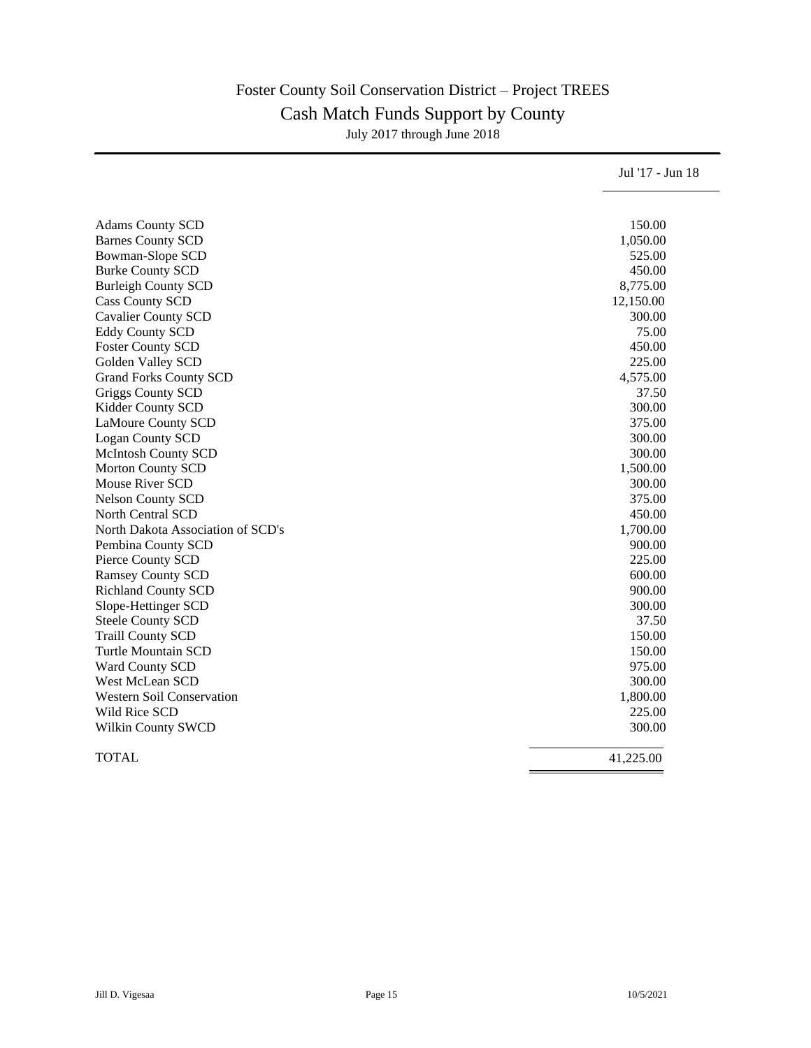# Foster County Soil Conservation District – Project TREES

## Cash Match Funds Support by County

July 2017 through June 2018

| | Jul '17 - Jun 18 |
|---|---|
| Adams County SCD | 150.00 |
| Barnes County SCD | 1,050.00 |
| Bowman-Slope SCD | 525.00 |
| Burke County SCD | 450.00 |
| Burleigh County SCD | 8,775.00 |
| Cass County SCD | 12,150.00 |
| Cavalier County SCD | 300.00 |
| Eddy County SCD | 75.00 |
| Foster County SCD | 450.00 |
| Golden Valley SCD | 225.00 |
| Grand Forks County SCD | 4,575.00 |
| Griggs County SCD | 37.50 |
| Kidder County SCD | 300.00 |
| LaMoure County SCD | 375.00 |
| Logan County SCD | 300.00 |
| McIntosh County SCD | 300.00 |
| Morton County SCD | 1,500.00 |
| Mouse River SCD | 300.00 |
| Nelson County SCD | 375.00 |
| North Central SCD | 450.00 |
| North Dakota Association of SCD's | 1,700.00 |
| Pembina County SCD | 900.00 |
| Pierce County SCD | 225.00 |
| Ramsey County SCD | 600.00 |
| Richland County SCD | 900.00 |
| Slope-Hettinger SCD | 300.00 |
| Steele County SCD | 37.50 |
| Traill County SCD | 150.00 |
| Turtle Mountain SCD | 150.00 |
| Ward County SCD | 975.00 |
| West McLean SCD | 300.00 |
| Western Soil Conservation | 1,800.00 |
| Wild Rice SCD | 225.00 |
| Wilkin County SWCD | 300.00 |
| TOTAL | 41,225.00 |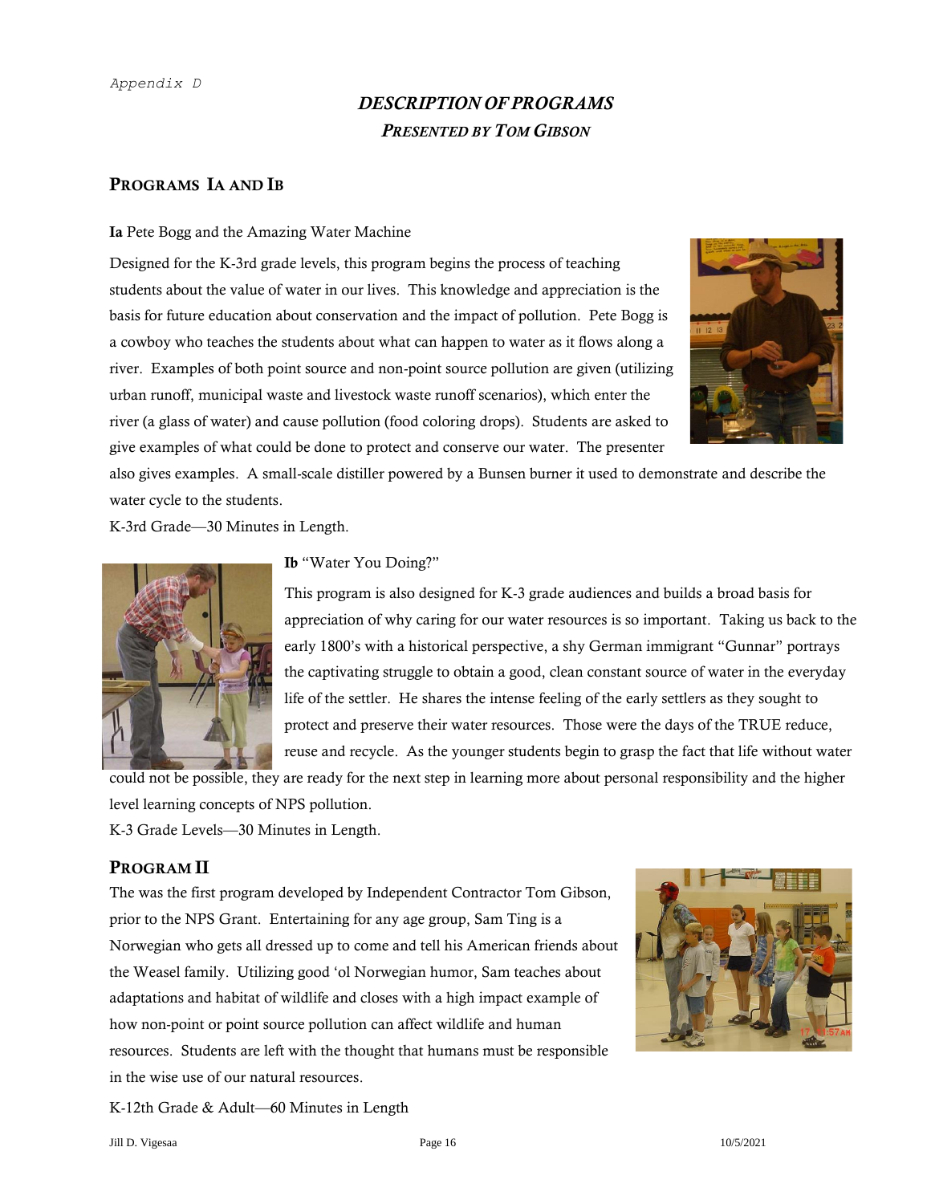*Appendix D*

## *DESCRIPTION OF PROGRAMS*
### *PRESENTED BY TOM GIBSON*

### PROGRAMS IA AND IB

**Ia** Pete Bogg and the Amazing Water Machine

Designed for the K-3rd grade levels, this program begins the process of teaching students about the value of water in our lives. This knowledge and appreciation is the basis for future education about conservation and the impact of pollution. Pete Bogg is a cowboy who teaches the students about what can happen to water as it flows along a river. Examples of both point source and non-point source pollution are given (utilizing urban runoff, municipal waste and livestock waste runoff scenarios), which enter the river (a glass of water) and cause pollution (food coloring drops). Students are asked to give examples of what could be done to protect and conserve our water. The presenter also gives examples. A small-scale distiller powered by a Bunsen burner it used to demonstrate and describe the water cycle to the students.

K-3rd Grade—30 Minutes in Length.

**Ib** "Water You Doing?"

This program is also designed for K-3 grade audiences and builds a broad basis for appreciation of why caring for our water resources is so important. Taking us back to the early 1800's with a historical perspective, a shy German immigrant "Gunnar" portrays the captivating struggle to obtain a good, clean constant source of water in the everyday life of the settler. He shares the intense feeling of the early settlers as they sought to protect and preserve their water resources. Those were the days of the TRUE reduce, reuse and recycle. As the younger students begin to grasp the fact that life without water could not be possible, they are ready for the next step in learning more about personal responsibility and the higher level learning concepts of NPS pollution.

K-3 Grade Levels—30 Minutes in Length.

### PROGRAM II

The was the first program developed by Independent Contractor Tom Gibson, prior to the NPS Grant. Entertaining for any age group, Sam Ting is a Norwegian who gets all dressed up to come and tell his American friends about the Weasel family. Utilizing good 'ol Norwegian humor, Sam teaches about adaptations and habitat of wildlife and closes with a high impact example of how non-point or point source pollution can affect wildlife and human resources. Students are left with the thought that humans must be responsible in the wise use of our natural resources.

K-12th Grade & Adult—60 Minutes in Length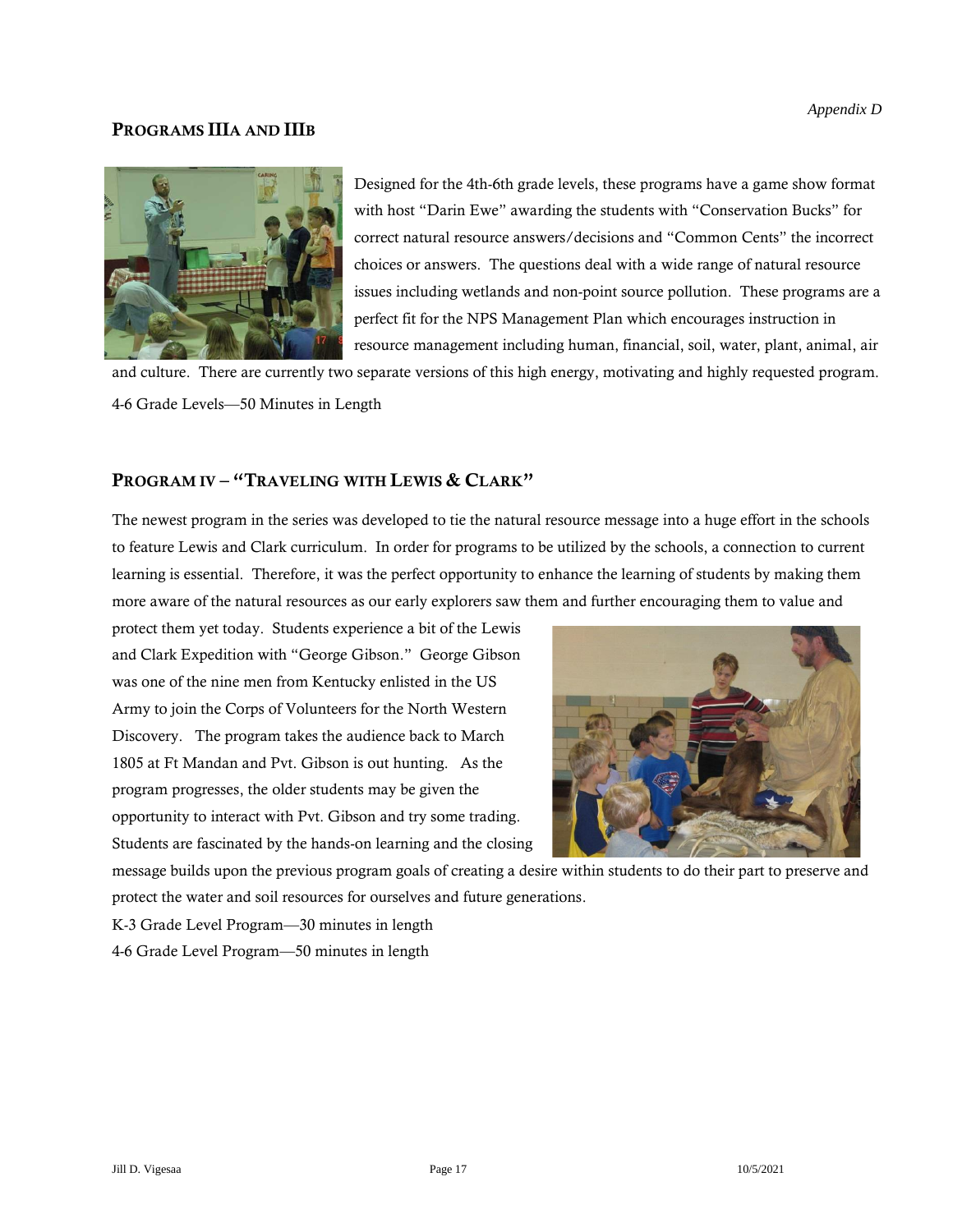## Programs IIIa and IIIb

Designed for the 4th-6th grade levels, these programs have a game show format with host "Darin Ewe" awarding the students with "Conservation Bucks" for correct natural resource answers/decisions and "Common Cents" the incorrect choices or answers. The questions deal with a wide range of natural resource issues including wetlands and non-point source pollution. These programs are a perfect fit for the NPS Management Plan which encourages instruction in resource management including human, financial, soil, water, plant, animal, air and culture. There are currently two separate versions of this high energy, motivating and highly requested program.

4-6 Grade Levels—50 Minutes in Length

## Program IV – "Traveling with Lewis & Clark"

The newest program in the series was developed to tie the natural resource message into a huge effort in the schools to feature Lewis and Clark curriculum. In order for programs to be utilized by the schools, a connection to current learning is essential. Therefore, it was the perfect opportunity to enhance the learning of students by making them more aware of the natural resources as our early explorers saw them and further encouraging them to value and protect them yet today. Students experience a bit of the Lewis and Clark Expedition with "George Gibson." George Gibson was one of the nine men from Kentucky enlisted in the US Army to join the Corps of Volunteers for the North Western Discovery. The program takes the audience back to March 1805 at Ft Mandan and Pvt. Gibson is out hunting. As the program progresses, the older students may be given the opportunity to interact with Pvt. Gibson and try some trading. Students are fascinated by the hands-on learning and the closing message builds upon the previous program goals of creating a desire within students to do their part to preserve and protect the water and soil resources for ourselves and future generations.

K-3 Grade Level Program—30 minutes in length

4-6 Grade Level Program—50 minutes in length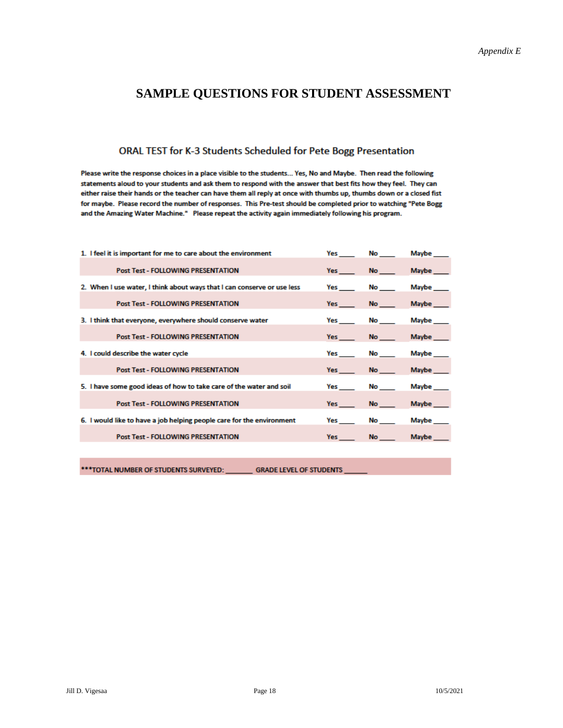*Appendix E*

# SAMPLE QUESTIONS FOR STUDENT ASSESSMENT

## ORAL TEST for K-3 Students Scheduled for Pete Bogg Presentation

**Please write the response choices in a place visible to the students... Yes, No and Maybe. Then read the following statements aloud to your students and ask them to respond with the answer that best fits how they feel. They can either raise their hands or the teacher can have them all reply at once with thumbs up, thumbs down or a closed fist for maybe. Please record the number of responses. This Pre-test should be completed prior to watching "Pete Bogg and the Amazing Water Machine." Please repeat the activity again immediately following his program.**

| | | | |
|---|---|---|---|
| **1. I feel it is important for me to care about the environment** | **Yes ____** | **No ____** | **Maybe ____** |
| **Post Test - FOLLOWING PRESENTATION** | **Yes ____** | **No ____** | **Maybe ____** |
| **2. When I use water, I think about ways that I can conserve or use less** | **Yes ____** | **No ____** | **Maybe ____** |
| **Post Test - FOLLOWING PRESENTATION** | **Yes ____** | **No ____** | **Maybe ____** |
| **3. I think that everyone, everywhere should conserve water** | **Yes ____** | **No ____** | **Maybe ____** |
| **Post Test - FOLLOWING PRESENTATION** | **Yes ____** | **No ____** | **Maybe ____** |
| **4. I could describe the water cycle** | **Yes ____** | **No ____** | **Maybe ____** |
| **Post Test - FOLLOWING PRESENTATION** | **Yes ____** | **No ____** | **Maybe ____** |
| **5. I have some good ideas of how to take care of the water and soil** | **Yes ____** | **No ____** | **Maybe ____** |
| **Post Test - FOLLOWING PRESENTATION** | **Yes ____** | **No ____** | **Maybe ____** |
| **6. I would like to have a job helping people care for the environment** | **Yes ____** | **No ____** | **Maybe ____** |
| **Post Test - FOLLOWING PRESENTATION** | **Yes ____** | **No ____** | **Maybe ____** |

**\*\*\*TOTAL NUMBER OF STUDENTS SURVEYED: ________ GRADE LEVEL OF STUDENTS _______**